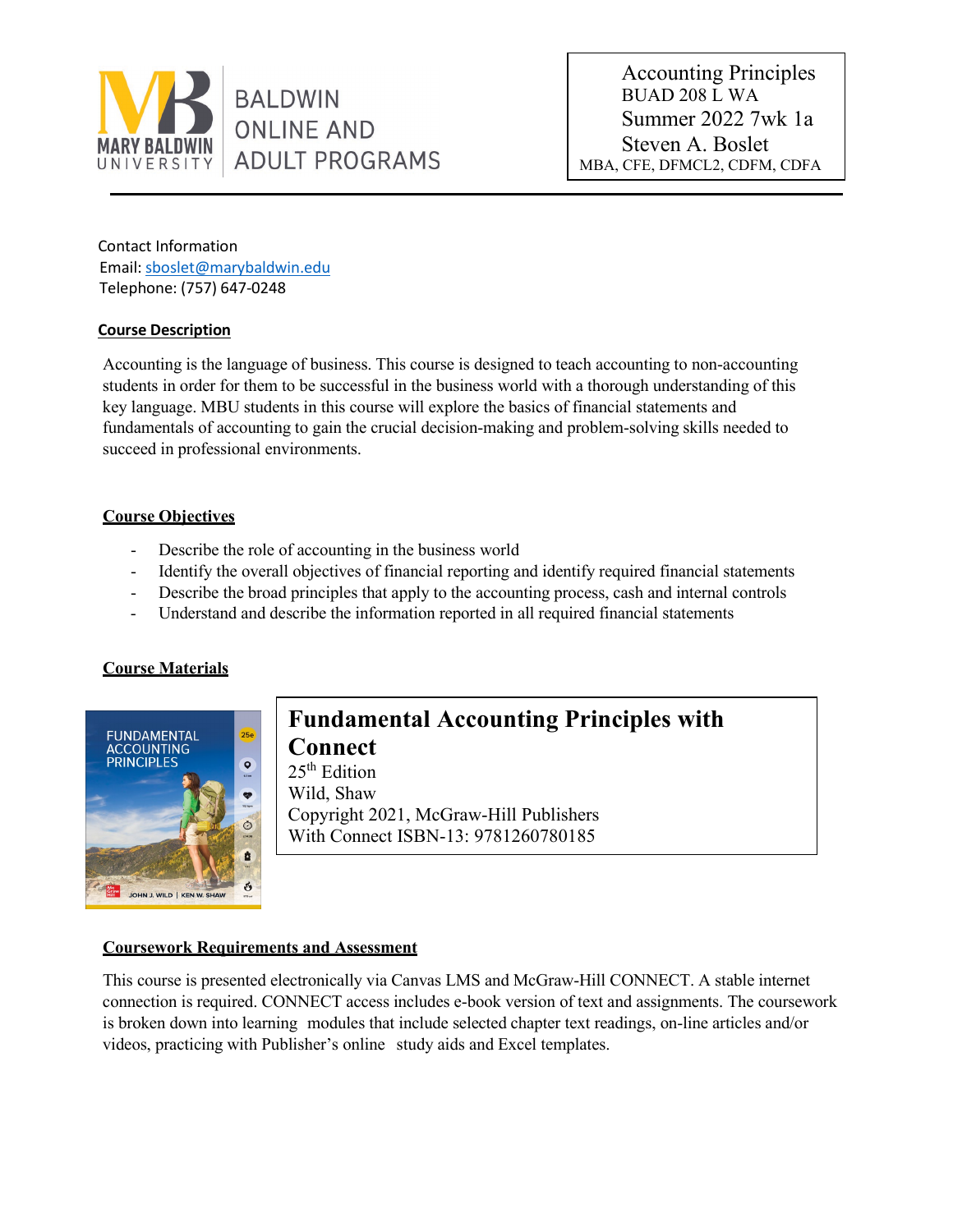BALDWIN ONLINE AND ADULT PROGRAMS

Accounting Principles
BUAD 208 L WA
Summer 2022 7wk 1a
Steven A. Boslet
MBA, CFE, DFMCL2, CDFM, CDFA

Contact Information
Email: sboslet@marybaldwin.edu
Telephone: (757) 647-0248

## Course Description

Accounting is the language of business. This course is designed to teach accounting to non-accounting students in order for them to be successful in the business world with a thorough understanding of this key language. MBU students in this course will explore the basics of financial statements and fundamentals of accounting to gain the crucial decision-making and problem-solving skills needed to succeed in professional environments.

## Course Objectives

- Describe the role of accounting in the business world
- Identify the overall objectives of financial reporting and identify required financial statements
- Describe the broad principles that apply to the accounting process, cash and internal controls
- Understand and describe the information reported in all required financial statements

## Course Materials

**Fundamental Accounting Principles with Connect**
25th Edition
Wild, Shaw
Copyright 2021, McGraw-Hill Publishers
With Connect ISBN-13: 9781260780185

## Coursework Requirements and Assessment

This course is presented electronically via Canvas LMS and McGraw-Hill CONNECT. A stable internet connection is required. CONNECT access includes e-book version of text and assignments. The coursework is broken down into learning modules that include selected chapter text readings, on-line articles and/or videos, practicing with Publisher's online study aids and Excel templates.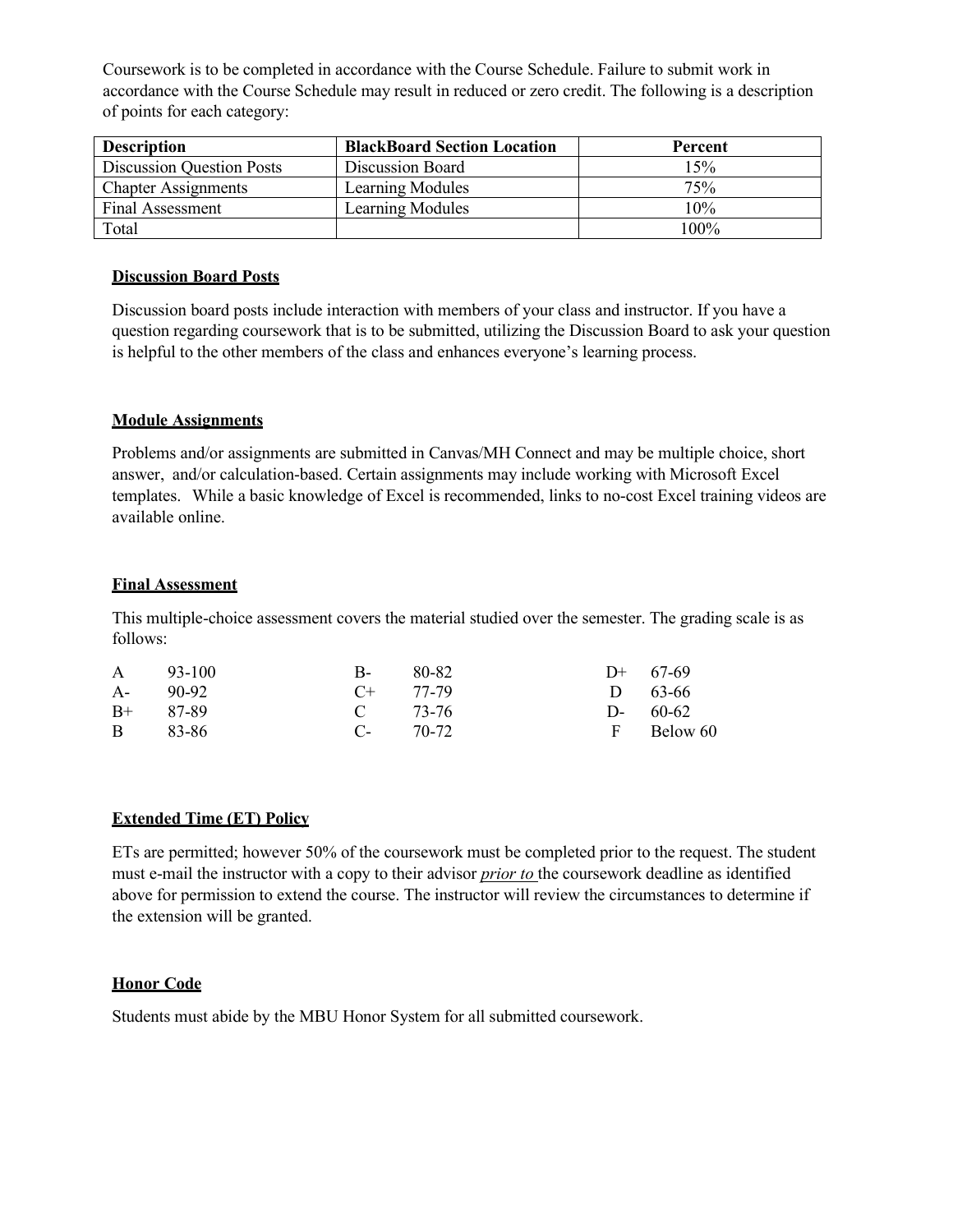Coursework is to be completed in accordance with the Course Schedule. Failure to submit work in accordance with the Course Schedule may result in reduced or zero credit. The following is a description of points for each category:

| Description | BlackBoard Section Location | Percent |
|---|---|---|
| Discussion Question Posts | Discussion Board | 15% |
| Chapter Assignments | Learning Modules | 75% |
| Final Assessment | Learning Modules | 10% |
| Total | | 100% |

**Discussion Board Posts**

Discussion board posts include interaction with members of your class and instructor. If you have a question regarding coursework that is to be submitted, utilizing the Discussion Board to ask your question is helpful to the other members of the class and enhances everyone's learning process.

**Module Assignments**

Problems and/or assignments are submitted in Canvas/MH Connect and may be multiple choice, short answer, and/or calculation-based. Certain assignments may include working with Microsoft Excel templates. While a basic knowledge of Excel is recommended, links to no-cost Excel training videos are available online.

**Final Assessment**

This multiple-choice assessment covers the material studied over the semester. The grading scale is as follows:

| | | | | | |
|---|---|---|---|---|---|
| A | 93-100 | B- | 80-82 | D+ | 67-69 |
| A- | 90-92 | C+ | 77-79 | D | 63-66 |
| B+ | 87-89 | C | 73-76 | D- | 60-62 |
| B | 83-86 | C- | 70-72 | F | Below 60 |

**Extended Time (ET) Policy**

ETs are permitted; however 50% of the coursework must be completed prior to the request. The student must e-mail the instructor with a copy to their advisor *prior to* the coursework deadline as identified above for permission to extend the course. The instructor will review the circumstances to determine if the extension will be granted.

**Honor Code**

Students must abide by the MBU Honor System for all submitted coursework.